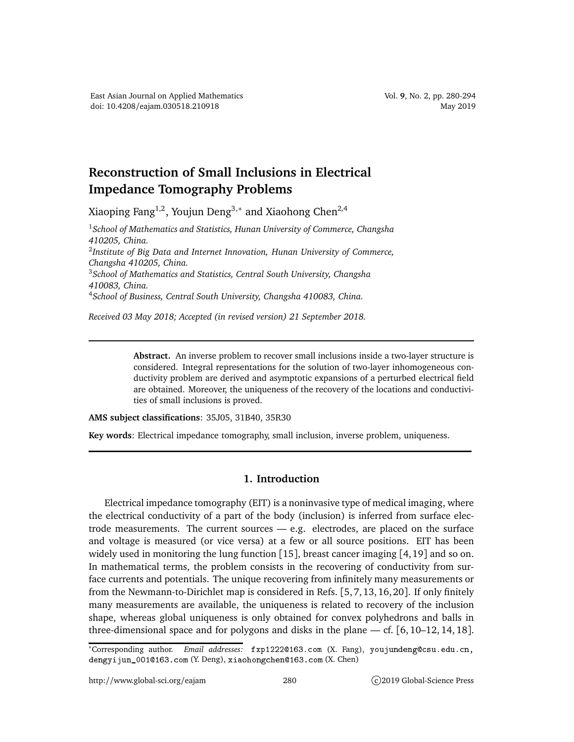# Reconstruction of Small Inclusions in Electrical Impedance Tomography Problems

Xiaoping Fang[1,2], Youjun Deng[3,*] and Xiaohong Chen[2,4]

[1] *School of Mathematics and Statistics, Hunan University of Commerce, Changsha 410205, China.*

[2] *Institute of Big Data and Internet Innovation, Hunan University of Commerce, Changsha 410205, China.*

[3] *School of Mathematics and Statistics, Central South University, Changsha 410083, China.*

[4] *School of Business, Central South University, Changsha 410083, China.*

*Received 03 May 2018; Accepted (in revised version) 21 September 2018.*

---

**Abstract.** An inverse problem to recover small inclusions inside a two-layer structure is considered. Integral representations for the solution of two-layer inhomogeneous conductivity problem are derived and asymptotic expansions of a perturbed electrical field are obtained. Moreover, the uniqueness of the recovery of the locations and conductivities of small inclusions is proved.

**AMS subject classifications**: 35J05, 31B40, 35R30

**Key words**: Electrical impedance tomography, small inclusion, inverse problem, uniqueness.

---

## 1. Introduction

Electrical impedance tomography (EIT) is a noninvasive type of medical imaging, where the electrical conductivity of a part of the body (inclusion) is inferred from surface electrode measurements. The current sources — e.g. electrodes, are placed on the surface and voltage is measured (or vice versa) at a few or all source positions. EIT has been widely used in monitoring the lung function [15], breast cancer imaging [4, 19] and so on. In mathematical terms, the problem consists in the recovering of conductivity from surface currents and potentials. The unique recovering from infinitely many measurements or from the Newmann-to-Dirichlet map is considered in Refs. [5, 7, 13, 16, 20]. If only finitely many measurements are available, the uniqueness is related to recovery of the inclusion shape, whereas global uniqueness is only obtained for convex polyhedrons and balls in three-dimensional space and for polygons and disks in the plane — cf. [6, 10–12, 14, 18].

*Corresponding author. *Email addresses:* fxp1222@163.com (X. Fang), youjundeng@csu.edu.cn, dengyijun_001@163.com (Y. Deng), xiaohongchen@163.com (X. Chen)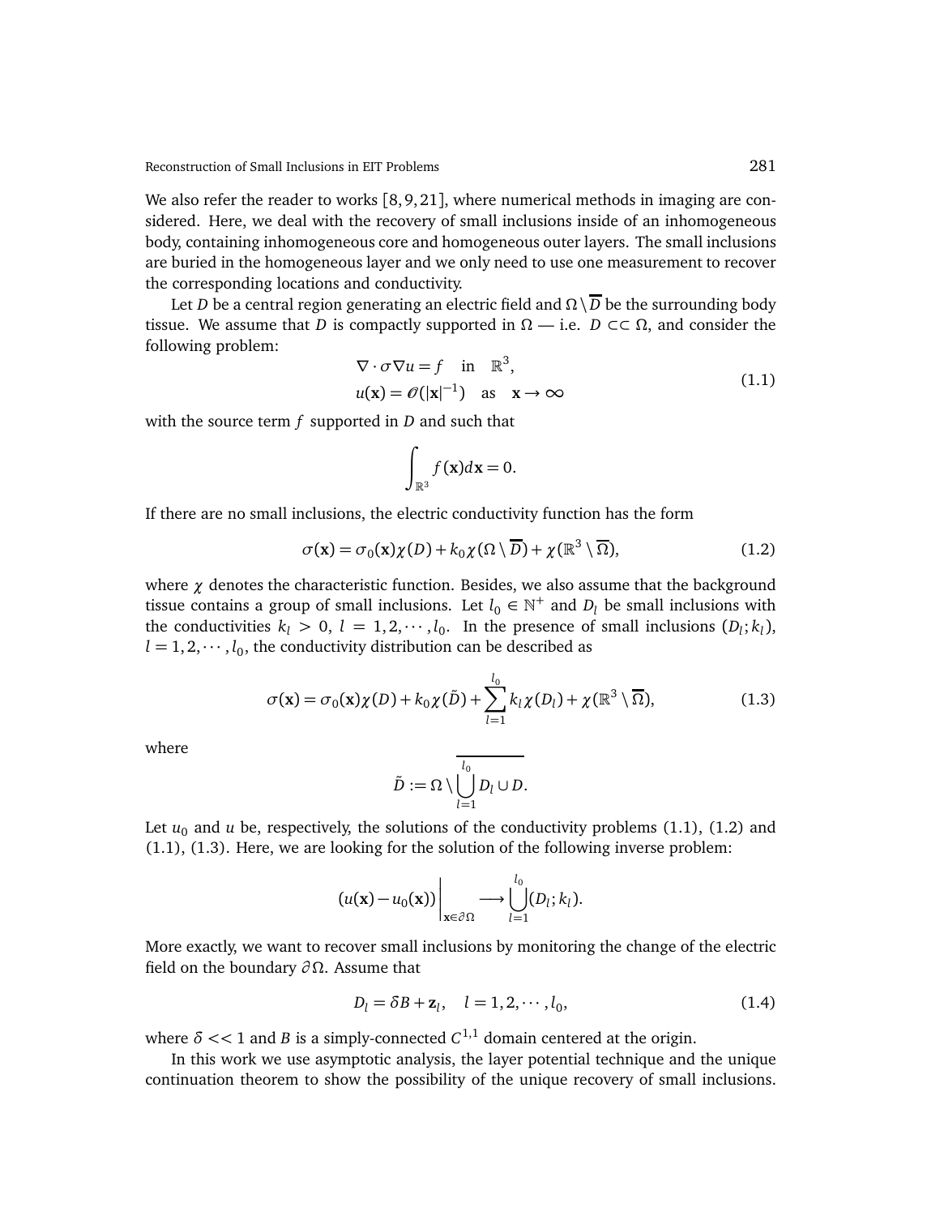We also refer the reader to works [8, 9, 21], where numerical methods in imaging are considered. Here, we deal with the recovery of small inclusions inside of an inhomogeneous body, containing inhomogeneous core and homogeneous outer layers. The small inclusions are buried in the homogeneous layer and we only need to use one measurement to recover the corresponding locations and conductivity.

Let $D$ be a central region generating an electric field and $\Omega\setminus\overline{D}$ be the surrounding body tissue. We assume that $D$ is compactly supported in $\Omega$ — i.e. $D \subset\subset \Omega$, and consider the following problem:

$$
\begin{aligned}
&\nabla\cdot\sigma\nabla u = f \quad \text{in} \quad \mathbb{R}^3,\\
&u(\mathbf{x}) = \mathscr{O}(|\mathbf{x}|^{-1}) \quad \text{as} \quad \mathbf{x}\to\infty
\end{aligned}
\tag{1.1}
$$

with the source term $f$ supported in $D$ and such that

$$
\int_{\mathbb{R}^3} f(\mathbf{x})d\mathbf{x} = 0.
$$

If there are no small inclusions, the electric conductivity function has the form

$$
\sigma(\mathbf{x}) = \sigma_0(\mathbf{x})\chi(D) + k_0\chi(\Omega\setminus\overline{D}) + \chi(\mathbb{R}^3\setminus\overline{\Omega}),
\tag{1.2}
$$

where $\chi$ denotes the characteristic function. Besides, we also assume that the background tissue contains a group of small inclusions. Let $l_0 \in \mathbb{N}^+$ and $D_l$ be small inclusions with the conductivities $k_l > 0$, $l = 1, 2, \cdots, l_0$. In the presence of small inclusions $(D_l; k_l)$, $l = 1, 2, \cdots, l_0$, the conductivity distribution can be described as

$$
\sigma(\mathbf{x}) = \sigma_0(\mathbf{x})\chi(D) + k_0\chi(\tilde{D}) + \sum_{l=1}^{l_0} k_l\chi(D_l) + \chi(\mathbb{R}^3\setminus\overline{\Omega}),
\tag{1.3}
$$

where

$$
\tilde{D} := \Omega\setminus\overline{\bigcup_{l=1}^{l_0} D_l \cup D}.
$$

Let $u_0$ and $u$ be, respectively, the solutions of the conductivity problems (1.1), (1.2) and (1.1), (1.3). Here, we are looking for the solution of the following inverse problem:

$$
(u(\mathbf{x}) - u_0(\mathbf{x}))\Big|_{\mathbf{x}\in\partial\Omega} \longrightarrow \bigcup_{l=1}^{l_0}(D_l; k_l).
$$

More exactly, we want to recover small inclusions by monitoring the change of the electric field on the boundary $\partial\Omega$. Assume that

$$
D_l = \delta B + \mathbf{z}_l, \quad l = 1, 2, \cdots, l_0,
\tag{1.4}
$$

where $\delta << 1$ and $B$ is a simply-connected $C^{1,1}$ domain centered at the origin.

In this work we use asymptotic analysis, the layer potential technique and the unique continuation theorem to show the possibility of the unique recovery of small inclusions.